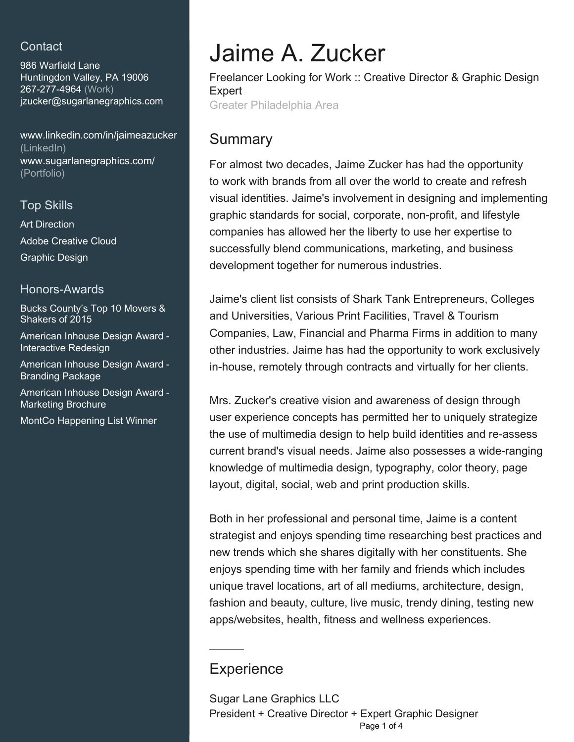# Jaime A. Zucker

Freelancer Looking for Work :: Creative Director & Graphic Design Expert

Greater Philadelphia Area

## Contact

986 Warfield Lane
Huntingdon Valley, PA 19006
267-277-4964 (Work)
jzucker@sugarlanegraphics.com

www.linkedin.com/in/jaimeazucker (LinkedIn)
www.sugarlanegraphics.com/ (Portfolio)

## Top Skills

- Art Direction
- Adobe Creative Cloud
- Graphic Design

## Honors-Awards

- Bucks County’s Top 10 Movers & Shakers of 2015
- American Inhouse Design Award - Interactive Redesign
- American Inhouse Design Award - Branding Package
- American Inhouse Design Award - Marketing Brochure
- MontCo Happening List Winner

## Summary

For almost two decades, Jaime Zucker has had the opportunity to work with brands from all over the world to create and refresh visual identities. Jaime's involvement in designing and implementing graphic standards for social, corporate, non-profit, and lifestyle companies has allowed her the liberty to use her expertise to successfully blend communications, marketing, and business development together for numerous industries.

Jaime's client list consists of Shark Tank Entrepreneurs, Colleges and Universities, Various Print Facilities, Travel & Tourism Companies, Law, Financial and Pharma Firms in addition to many other industries. Jaime has had the opportunity to work exclusively in-house, remotely through contracts and virtually for her clients.

Mrs. Zucker's creative vision and awareness of design through user experience concepts has permitted her to uniquely strategize the use of multimedia design to help build identities and re-assess current brand's visual needs. Jaime also possesses a wide-ranging knowledge of multimedia design, typography, color theory, page layout, digital, social, web and print production skills.

Both in her professional and personal time, Jaime is a content strategist and enjoys spending time researching best practices and new trends which she shares digitally with her constituents. She enjoys spending time with her family and friends which includes unique travel locations, art of all mediums, architecture, design, fashion and beauty, culture, live music, trendy dining, testing new apps/websites, health, fitness and wellness experiences.

## Experience

Sugar Lane Graphics LLC
President + Creative Director + Expert Graphic Designer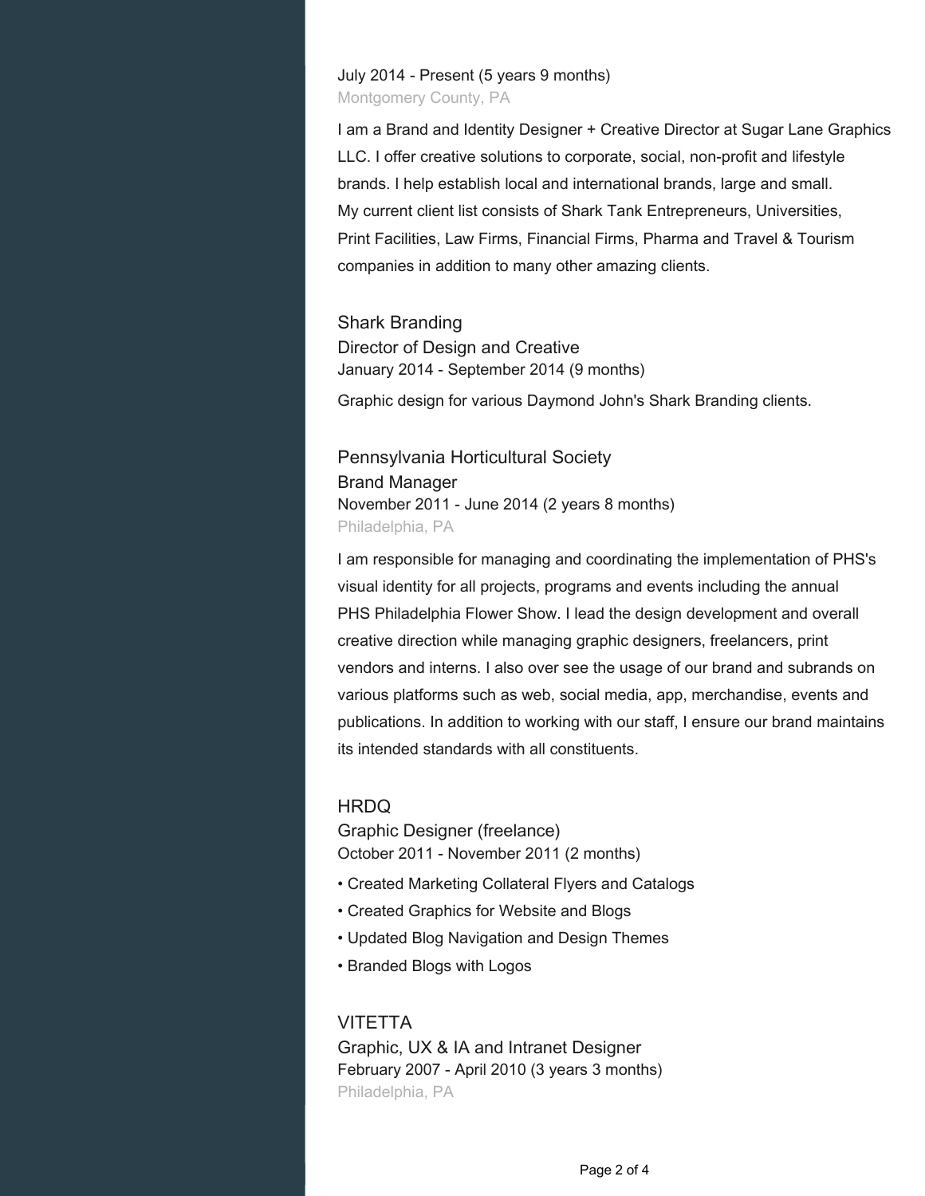July 2014 - Present (5 years 9 months)

Montgomery County, PA

I am a Brand and Identity Designer + Creative Director at Sugar Lane Graphics LLC. I offer creative solutions to corporate, social, non-profit and lifestyle brands. I help establish local and international brands, large and small. My current client list consists of Shark Tank Entrepreneurs, Universities, Print Facilities, Law Firms, Financial Firms, Pharma and Travel & Tourism companies in addition to many other amazing clients.

### Shark Branding

Director of Design and Creative

January 2014 - September 2014 (9 months)

Graphic design for various Daymond John's Shark Branding clients.

### Pennsylvania Horticultural Society

Brand Manager

November 2011 - June 2014 (2 years 8 months)

Philadelphia, PA

I am responsible for managing and coordinating the implementation of PHS's visual identity for all projects, programs and events including the annual PHS Philadelphia Flower Show. I lead the design development and overall creative direction while managing graphic designers, freelancers, print vendors and interns. I also over see the usage of our brand and subrands on various platforms such as web, social media, app, merchandise, events and publications. In addition to working with our staff, I ensure our brand maintains its intended standards with all constituents.

### HRDQ

Graphic Designer (freelance)

October 2011 - November 2011 (2 months)

- Created Marketing Collateral Flyers and Catalogs
- Created Graphics for Website and Blogs
- Updated Blog Navigation and Design Themes
- Branded Blogs with Logos

### VITETTA

Graphic, UX & IA and Intranet Designer

February 2007 - April 2010 (3 years 3 months)

Philadelphia, PA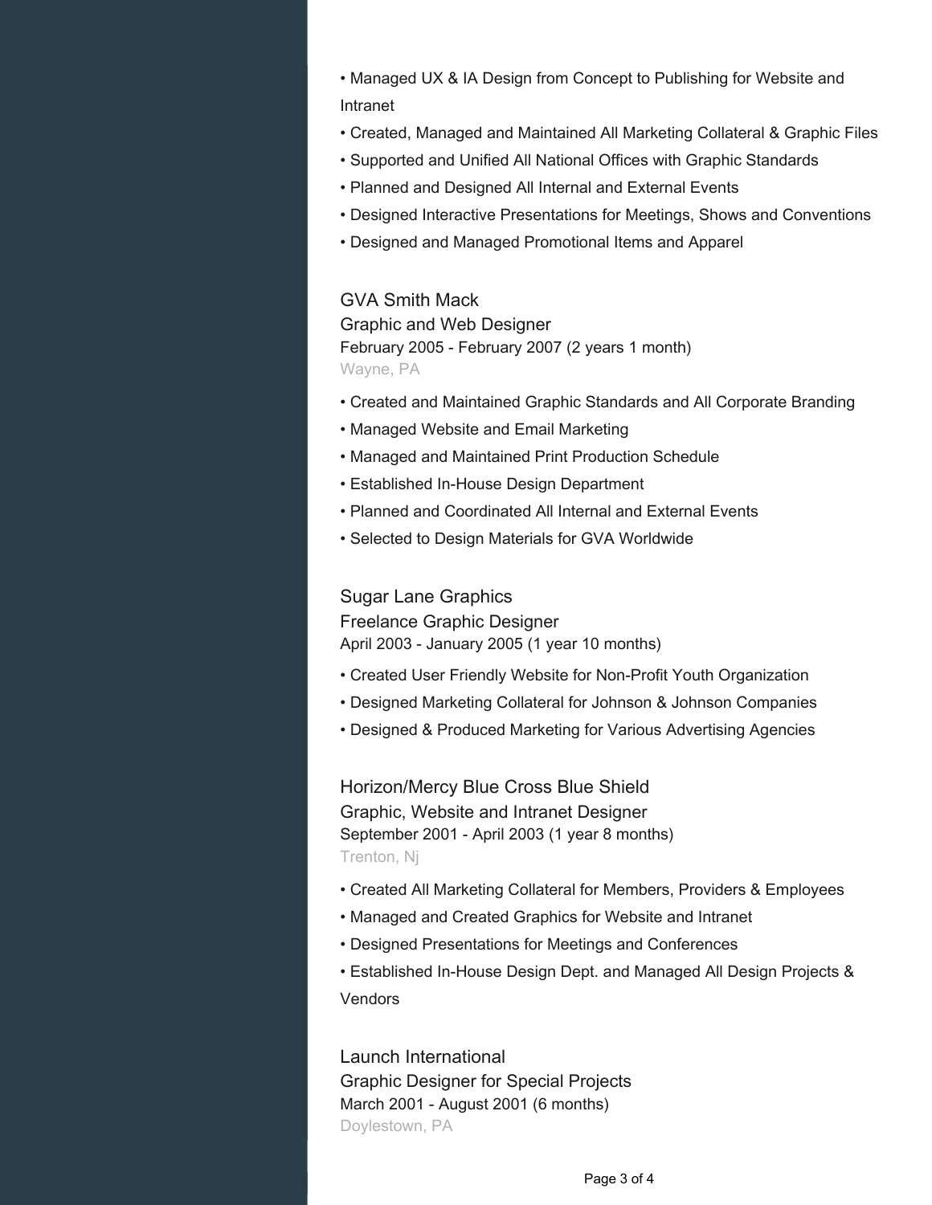- Managed UX & IA Design from Concept to Publishing for Website and Intranet
- Created, Managed and Maintained All Marketing Collateral & Graphic Files
- Supported and Unified All National Offices with Graphic Standards
- Planned and Designed All Internal and External Events
- Designed Interactive Presentations for Meetings, Shows and Conventions
- Designed and Managed Promotional Items and Apparel

### GVA Smith Mack
Graphic and Web Designer
February 2005 - February 2007 (2 years 1 month)
Wayne, PA

- Created and Maintained Graphic Standards and All Corporate Branding
- Managed Website and Email Marketing
- Managed and Maintained Print Production Schedule
- Established In-House Design Department
- Planned and Coordinated All Internal and External Events
- Selected to Design Materials for GVA Worldwide

### Sugar Lane Graphics
Freelance Graphic Designer
April 2003 - January 2005 (1 year 10 months)

- Created User Friendly Website for Non-Profit Youth Organization
- Designed Marketing Collateral for Johnson & Johnson Companies
- Designed & Produced Marketing for Various Advertising Agencies

### Horizon/Mercy Blue Cross Blue Shield
Graphic, Website and Intranet Designer
September 2001 - April 2003 (1 year 8 months)
Trenton, Nj

- Created All Marketing Collateral for Members, Providers & Employees
- Managed and Created Graphics for Website and Intranet
- Designed Presentations for Meetings and Conferences
- Established In-House Design Dept. and Managed All Design Projects & Vendors

### Launch International
Graphic Designer for Special Projects
March 2001 - August 2001 (6 months)
Doylestown, PA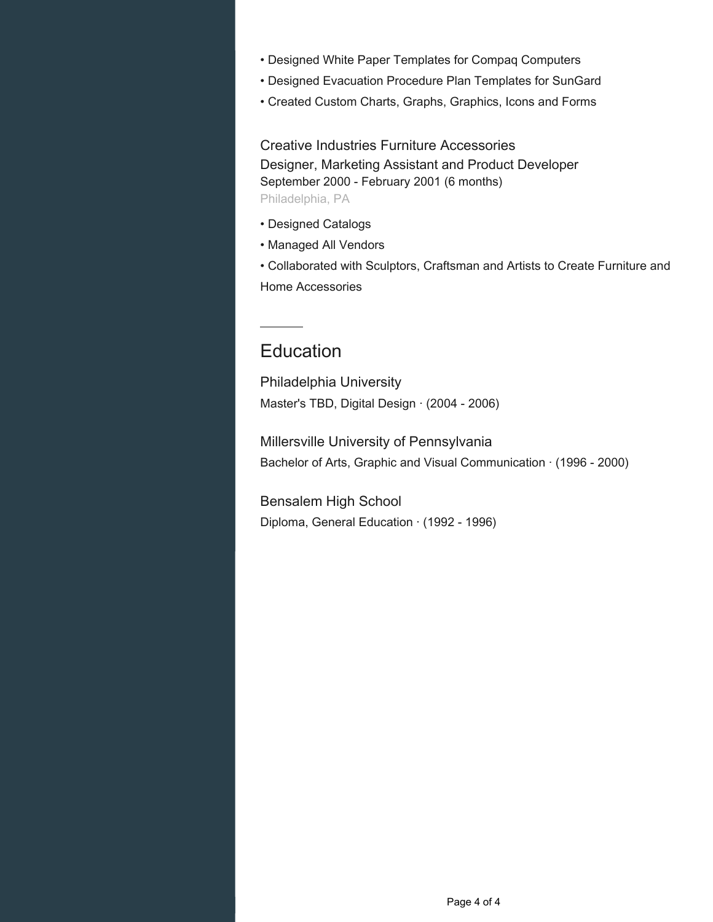• Designed White Paper Templates for Compaq Computers
• Designed Evacuation Procedure Plan Templates for SunGard
• Created Custom Charts, Graphs, Graphics, Icons and Forms

### Creative Industries Furniture Accessories

Designer, Marketing Assistant and Product Developer
September 2000 - February 2001 (6 months)
Philadelphia, PA

• Designed Catalogs
• Managed All Vendors
• Collaborated with Sculptors, Craftsman and Artists to Create Furniture and Home Accessories

## Education

### Philadelphia University

Master's TBD, Digital Design · (2004 - 2006)

### Millersville University of Pennsylvania

Bachelor of Arts, Graphic and Visual Communication · (1996 - 2000)

### Bensalem High School

Diploma, General Education · (1992 - 1996)